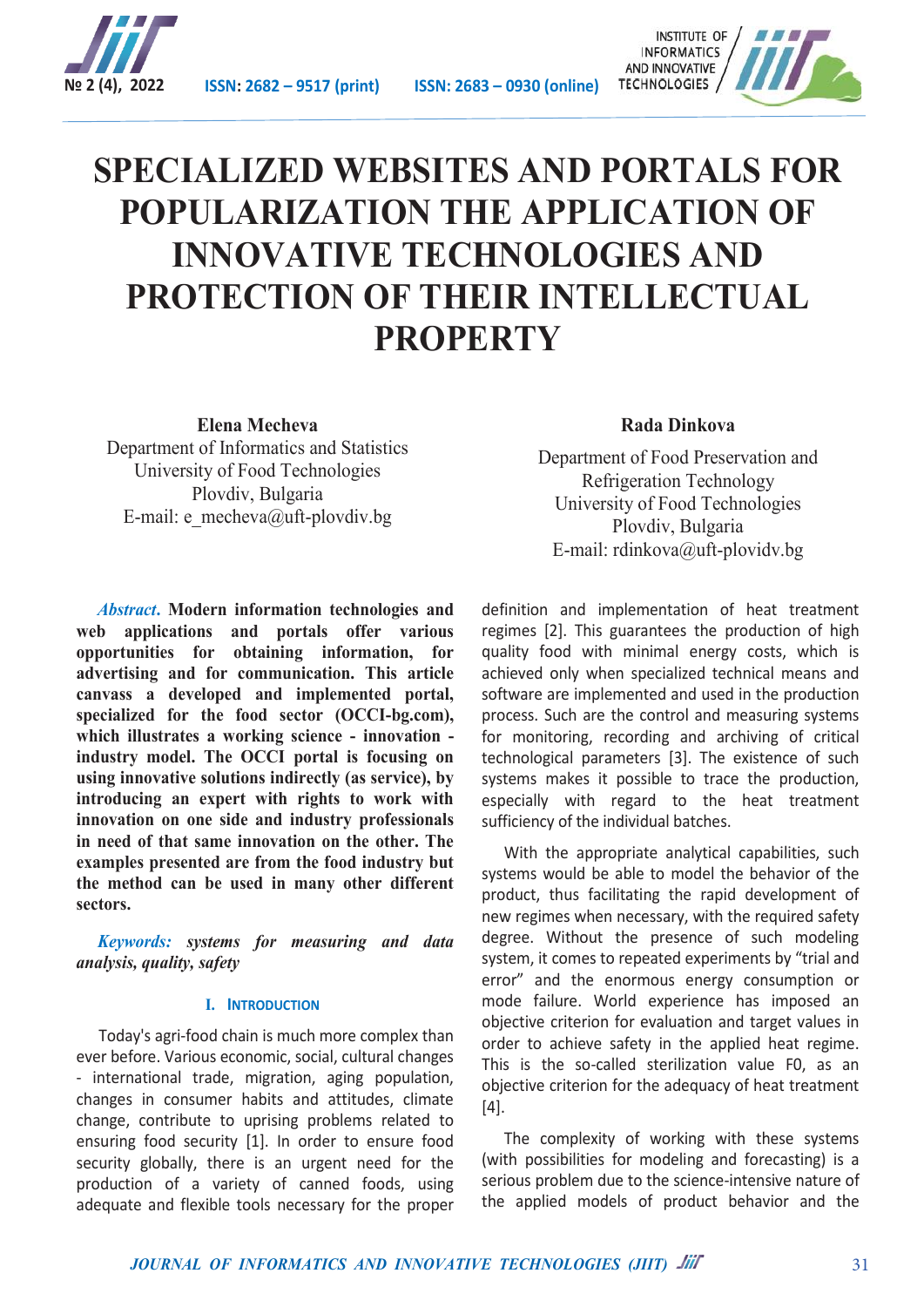# SPECIALIZED WEBSITES AND PORTALS FOR POPULARIZATION THE APPLICATION OF INNOVATIVE TECHNOLOGIES AND PROTECTION OF THEIR INTELLECTUAL PROPERTY

**Elena Mecheva**
Department of Informatics and Statistics
University of Food Technologies
Plovdiv, Bulgaria
E-mail: e_mecheva@uft-plovdiv.bg

**Rada Dinkova**
Department of Food Preservation and Refrigeration Technology
University of Food Technologies
Plovdiv, Bulgaria
E-mail: rdinkova@uft-plovidv.bg

***Abstract*. Modern information technologies and web applications and portals offer various opportunities for obtaining information, for advertising and for communication. This article canvass a developed and implemented portal, specialized for the food sector (OCCI-bg.com), which illustrates a working science - innovation - industry model. The OCCI portal is focusing on using innovative solutions indirectly (as service), by introducing an expert with rights to work with innovation on one side and industry professionals in need of that same innovation on the other. The examples presented are from the food industry but the method can be used in many other different sectors.**

***Keywords:*** ***systems for measuring and data analysis, quality, safety***

## I. Introduction

Today's agri-food chain is much more complex than ever before. Various economic, social, cultural changes - international trade, migration, aging population, changes in consumer habits and attitudes, climate change, contribute to uprising problems related to ensuring food security [1]. In order to ensure food security globally, there is an urgent need for the production of a variety of canned foods, using adequate and flexible tools necessary for the proper definition and implementation of heat treatment regimes [2]. This guarantees the production of high quality food with minimal energy costs, which is achieved only when specialized technical means and software are implemented and used in the production process. Such are the control and measuring systems for monitoring, recording and archiving of critical technological parameters [3]. The existence of such systems makes it possible to trace the production, especially with regard to the heat treatment sufficiency of the individual batches.

With the appropriate analytical capabilities, such systems would be able to model the behavior of the product, thus facilitating the rapid development of new regimes when necessary, with the required safety degree. Without the presence of such modeling system, it comes to repeated experiments by "trial and error" and the enormous energy consumption or mode failure. World experience has imposed an objective criterion for evaluation and target values in order to achieve safety in the applied heat regime. This is the so-called sterilization value F0, as an objective criterion for the adequacy of heat treatment [4].

The complexity of working with these systems (with possibilities for modeling and forecasting) is a serious problem due to the science-intensive nature of the applied models of product behavior and the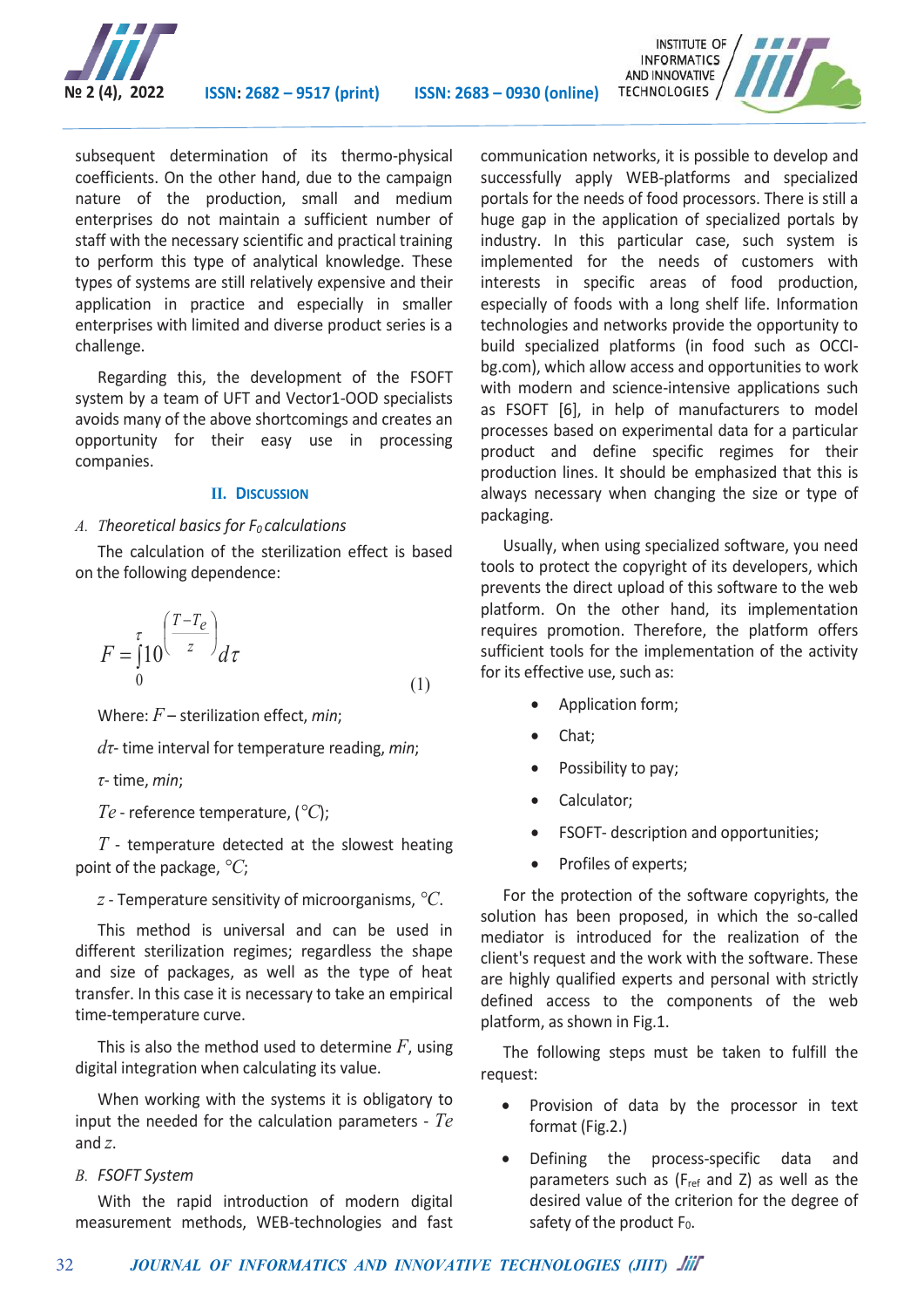subsequent determination of its thermo-physical coefficients. On the other hand, due to the campaign nature of the production, small and medium enterprises do not maintain a sufficient number of staff with the necessary scientific and practical training to perform this type of analytical knowledge. These types of systems are still relatively expensive and their application in practice and especially in smaller enterprises with limited and diverse product series is a challenge.

Regarding this, the development of the FSOFT system by a team of UFT and Vector1-OOD specialists avoids many of the above shortcomings and creates an opportunity for their easy use in processing companies.

## II. Discussion

### *A. Theoretical basics for $F_0$ calculations*

The calculation of the sterilization effect is based on the following dependence:

$$F = \int_0^{\tau} 10^{\left(\frac{T - T_e}{z}\right)} d\tau \tag{1}$$

Where: $F$ – sterilization effect, *min*;

$d\tau$- time interval for temperature reading, *min*;

$\tau$- time, *min*;

$Te$ - reference temperature, ($^{\circ}C$);

$T$ - temperature detected at the slowest heating point of the package, $^{\circ}C$;

$z$ - Temperature sensitivity of microorganisms, $^{\circ}C$.

This method is universal and can be used in different sterilization regimes; regardless the shape and size of packages, as well as the type of heat transfer. In this case it is necessary to take an empirical time-temperature curve.

This is also the method used to determine $F$, using digital integration when calculating its value.

When working with the systems it is obligatory to input the needed for the calculation parameters - $Te$ and $z$.

### *B. FSOFT System*

With the rapid introduction of modern digital measurement methods, WEB-technologies and fast communication networks, it is possible to develop and successfully apply WEB-platforms and specialized portals for the needs of food processors. There is still a huge gap in the application of specialized portals by industry. In this particular case, such system is implemented for the needs of customers with interests in specific areas of food production, especially of foods with a long shelf life. Information technologies and networks provide the opportunity to build specialized platforms (in food such as OCCI-bg.com), which allow access and opportunities to work with modern and science-intensive applications such as FSOFT [6], in help of manufacturers to model processes based on experimental data for a particular product and define specific regimes for their production lines. It should be emphasized that this is always necessary when changing the size or type of packaging.

Usually, when using specialized software, you need tools to protect the copyright of its developers, which prevents the direct upload of this software to the web platform. On the other hand, its implementation requires promotion. Therefore, the platform offers sufficient tools for the implementation of the activity for its effective use, such as:

- Application form;
- Chat;
- Possibility to pay;
- Calculator;
- FSOFT- description and opportunities;
- Profiles of experts;

For the protection of the software copyrights, the solution has been proposed, in which the so-called mediator is introduced for the realization of the client's request and the work with the software. These are highly qualified experts and personal with strictly defined access to the components of the web platform, as shown in Fig.1.

The following steps must be taken to fulfill the request:

- Provision of data by the processor in text format (Fig.2.)
- Defining the process-specific data and parameters such as ($F_{ref}$ and Z) as well as the desired value of the criterion for the degree of safety of the product $F_0$.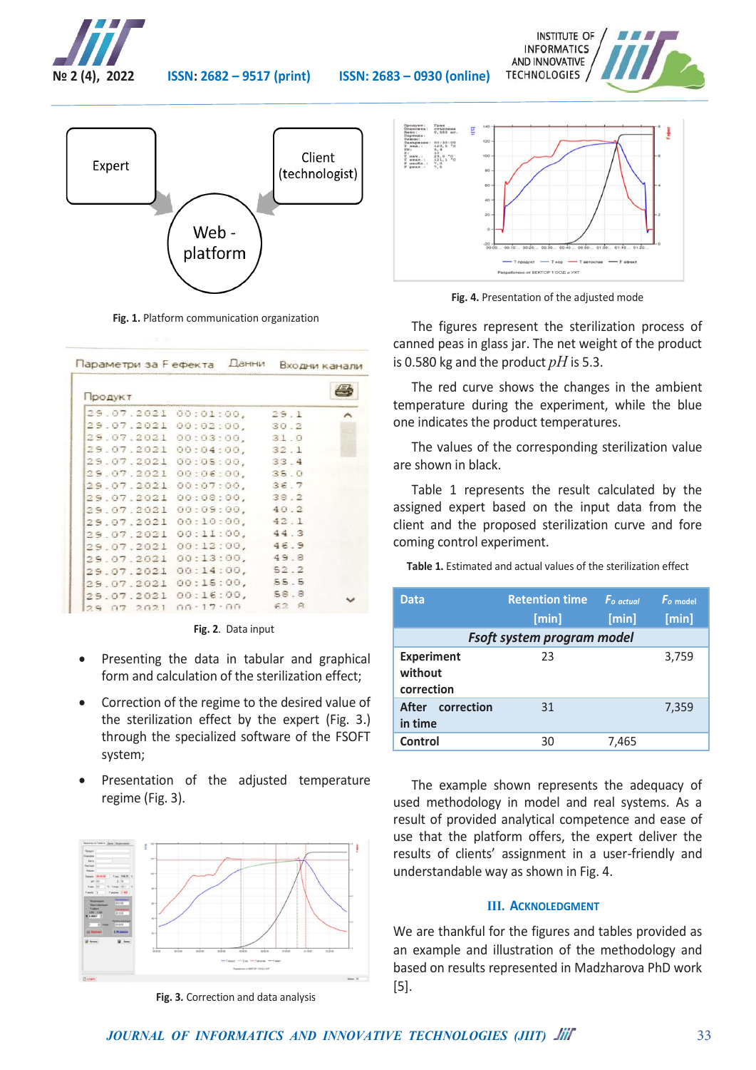Fig. 1. Platform communication organization

Fig. 2. Data input

- Presenting the data in tabular and graphical form and calculation of the sterilization effect;
- Correction of the regime to the desired value of the sterilization effect by the expert (Fig. 3.) through the specialized software of the FSOFT system;
- Presentation of the adjusted temperature regime (Fig. 3).

Fig. 3. Correction and data analysis

Fig. 4. Presentation of the adjusted mode

The figures represent the sterilization process of canned peas in glass jar. The net weight of the product is 0.580 kg and the product $pH$ is 5.3.

The red curve shows the changes in the ambient temperature during the experiment, while the blue one indicates the product temperatures.

The values of the corresponding sterilization value are shown in black.

Table 1 represents the result calculated by the assigned expert based on the input data from the client and the proposed sterilization curve and fore coming control experiment.

**Table 1.** Estimated and actual values of the sterilization effect

| Data | Retention time [min] | $F_{o\ actual}$ [min] | $F_{o\ model}$ [min] |
|---|---|---|---|
| *Fsoft system program model* | | | |
| Experiment without correction | 23 | | 3,759 |
| After correction in time | 31 | | 7,359 |
| Control | 30 | 7,465 | |

The example shown represents the adequacy of used methodology in model and real systems. As a result of provided analytical competence and ease of use that the platform offers, the expert deliver the results of clients' assignment in a user-friendly and understandable way as shown in Fig. 4.

## III. Acknoledgment

We are thankful for the figures and tables provided as an example and illustration of the methodology and based on results represented in Madzharova PhD work [5].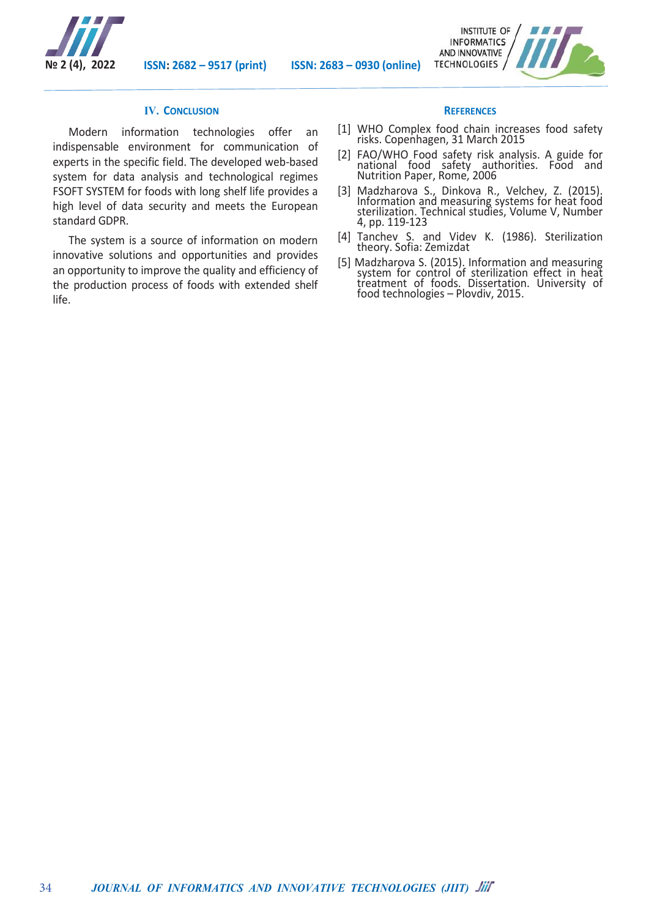## IV. Conclusion

Modern information technologies offer an indispensable environment for communication of experts in the specific field. The developed web-based system for data analysis and technological regimes FSOFT SYSTEM for foods with long shelf life provides a high level of data security and meets the European standard GDPR.

The system is a source of information on modern innovative solutions and opportunities and provides an opportunity to improve the quality and efficiency of the production process of foods with extended shelf life.

## References

[1] WHO Complex food chain increases food safety risks. Copenhagen, 31 March 2015

[2] FAO/WHO Food safety risk analysis. A guide for national food safety authorities. Food and Nutrition Paper, Rome, 2006

[3] Madzharova S., Dinkova R., Velchev, Z. (2015). Information and measuring systems for heat food sterilization. Technical studies, Volume V, Number 4, pp. 119-123

[4] Tanchev S. and Videv K. (1986). Sterilization theory. Sofia: Zemizdat

[5] Madzharova S. (2015). Information and measuring system for control of sterilization effect in heat treatment of foods. Dissertation. University of food technologies – Plovdiv, 2015.